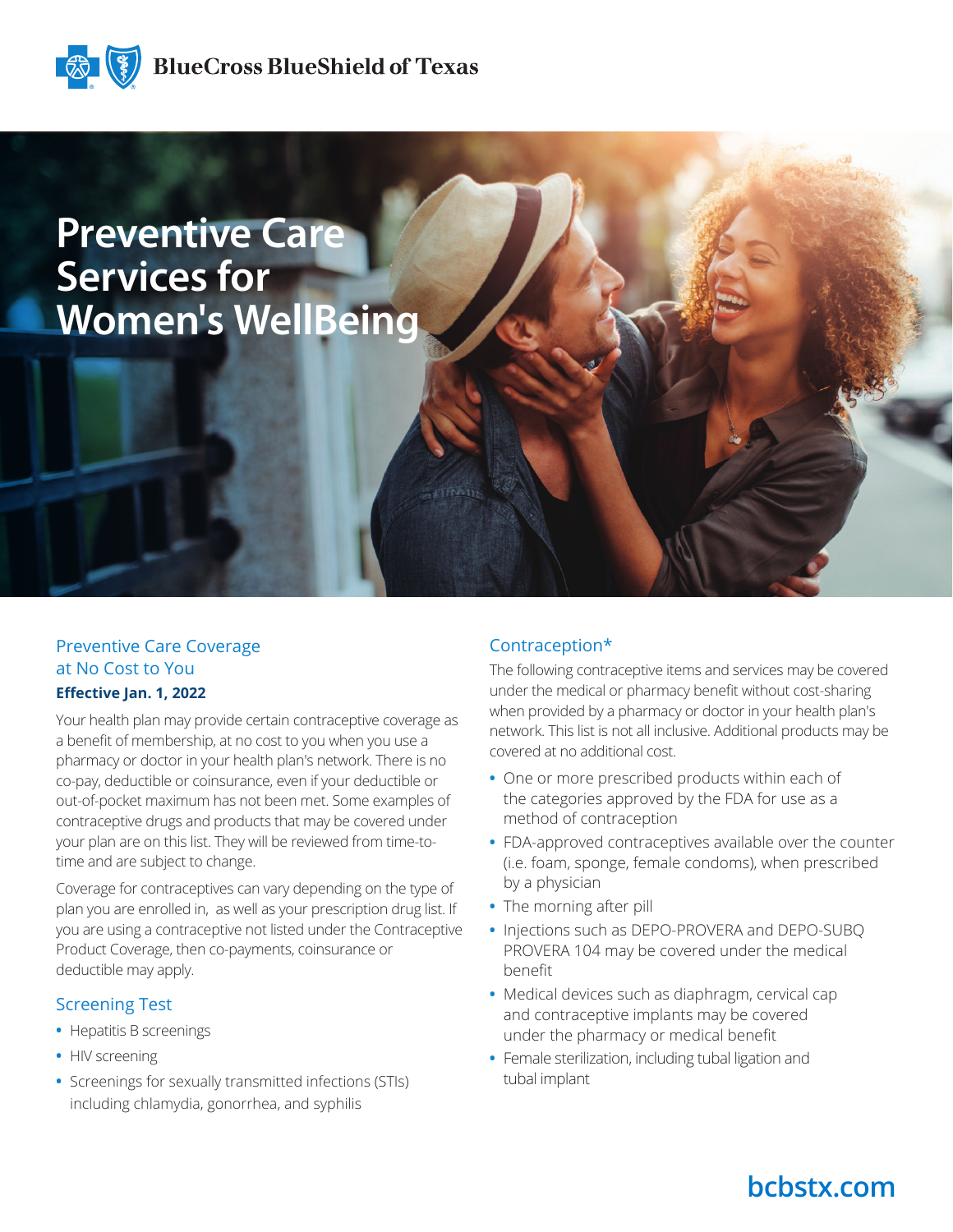BlueCross BlueShield of Texas

# Preventive Care Services for Women's WellBeing

## Preventive Care Coverage at No Cost to You

**Effective Jan. 1, 2022**

Your health plan may provide certain contraceptive coverage as a benefit of membership, at no cost to you when you use a pharmacy or doctor in your health plan's network. There is no co-pay, deductible or coinsurance, even if your deductible or out-of-pocket maximum has not been met. Some examples of contraceptive drugs and products that may be covered under your plan are on this list. They will be reviewed from time-to-time and are subject to change.

Coverage for contraceptives can vary depending on the type of plan you are enrolled in, as well as your prescription drug list. If you are using a contraceptive not listed under the Contraceptive Product Coverage, then co-payments, coinsurance or deductible may apply.

## Screening Test

- Hepatitis B screenings
- HIV screening
- Screenings for sexually transmitted infections (STIs) including chlamydia, gonorrhea, and syphilis

## Contraception*

The following contraceptive items and services may be covered under the medical or pharmacy benefit without cost-sharing when provided by a pharmacy or doctor in your health plan's network. This list is not all inclusive. Additional products may be covered at no additional cost.

- One or more prescribed products within each of the categories approved by the FDA for use as a method of contraception
- FDA-approved contraceptives available over the counter (i.e. foam, sponge, female condoms), when prescribed by a physician
- The morning after pill
- Injections such as DEPO-PROVERA and DEPO-SUBQ PROVERA 104 may be covered under the medical benefit
- Medical devices such as diaphragm, cervical cap and contraceptive implants may be covered under the pharmacy or medical benefit
- Female sterilization, including tubal ligation and tubal implant

bcbstx.com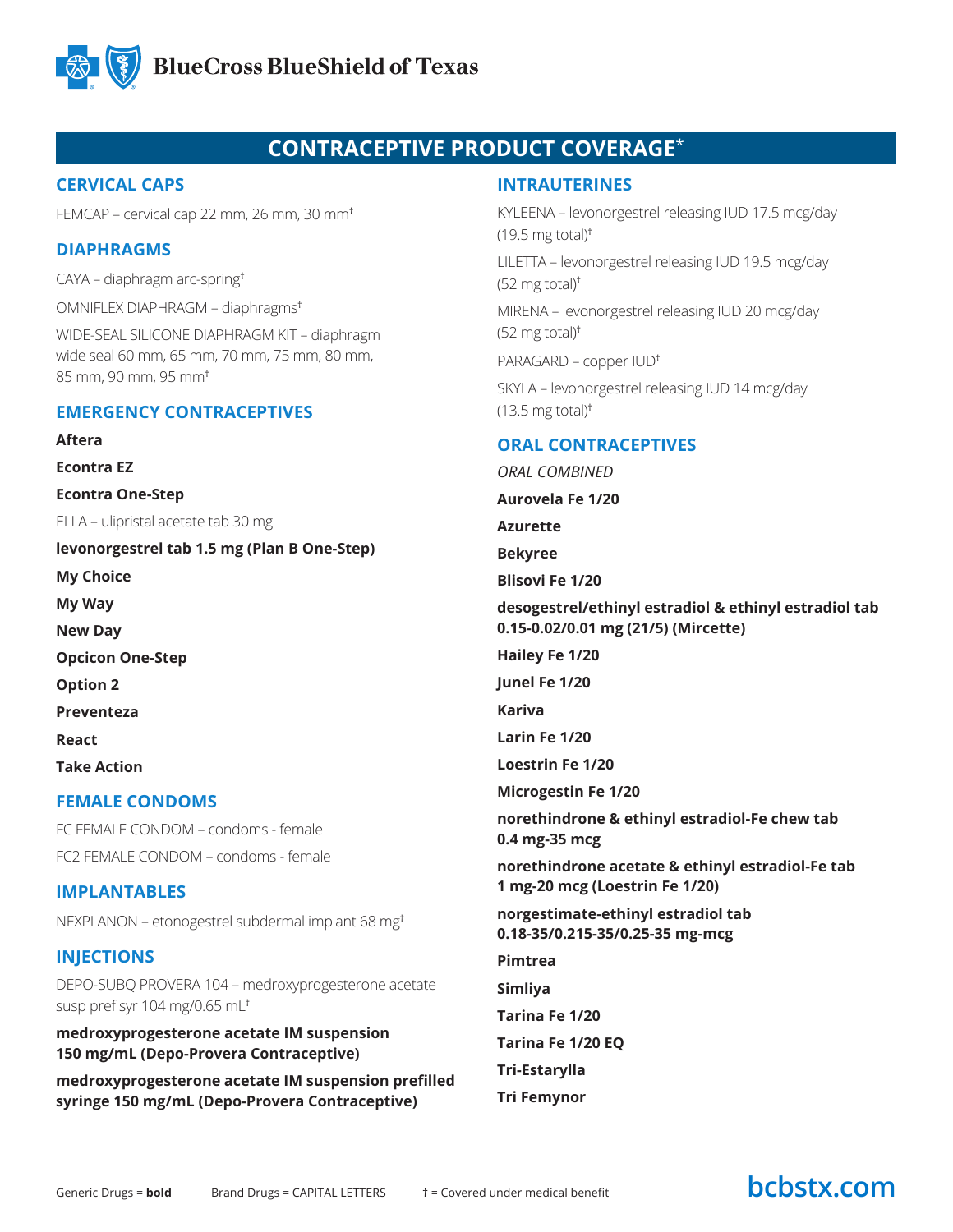# CONTRACEPTIVE PRODUCT COVERAGE*

## CERVICAL CAPS

FEMCAP – cervical cap 22 mm, 26 mm, 30 mm†

## DIAPHRAGMS

CAYA – diaphragm arc-spring†

OMNIFLEX DIAPHRAGM – diaphragms†

WIDE-SEAL SILICONE DIAPHRAGM KIT – diaphragm wide seal 60 mm, 65 mm, 70 mm, 75 mm, 80 mm, 85 mm, 90 mm, 95 mm†

## EMERGENCY CONTRACEPTIVES

**Aftera**

**Econtra EZ**

**Econtra One-Step**

ELLA – ulipristal acetate tab 30 mg

**levonorgestrel tab 1.5 mg (Plan B One-Step)**

**My Choice**

**My Way**

**New Day**

**Opcicon One-Step**

**Option 2**

**Preventeza**

**React**

**Take Action**

## FEMALE CONDOMS

FC FEMALE CONDOM – condoms - female

FC2 FEMALE CONDOM – condoms - female

## IMPLANTABLES

NEXPLANON – etonogestrel subdermal implant 68 mg†

## INJECTIONS

DEPO-SUBQ PROVERA 104 – medroxyprogesterone acetate susp pref syr 104 mg/0.65 mL†

**medroxyprogesterone acetate IM suspension 150 mg/mL (Depo-Provera Contraceptive)**

**medroxyprogesterone acetate IM suspension prefilled syringe 150 mg/mL (Depo-Provera Contraceptive)**

## INTRAUTERINES

KYLEENA – levonorgestrel releasing IUD 17.5 mcg/day (19.5 mg total)†

LILETTA – levonorgestrel releasing IUD 19.5 mcg/day (52 mg total)†

MIRENA – levonorgestrel releasing IUD 20 mcg/day (52 mg total)†

PARAGARD – copper IUD†

SKYLA – levonorgestrel releasing IUD 14 mcg/day (13.5 mg total)†

## ORAL CONTRACEPTIVES

*ORAL COMBINED*

**Aurovela Fe 1/20**

**Azurette**

**Bekyree**

**Blisovi Fe 1/20**

**desogestrel/ethinyl estradiol & ethinyl estradiol tab 0.15-0.02/0.01 mg (21/5) (Mircette)**

**Hailey Fe 1/20**

**Junel Fe 1/20**

**Kariva**

**Larin Fe 1/20**

**Loestrin Fe 1/20**

**Microgestin Fe 1/20**

**norethindrone & ethinyl estradiol-Fe chew tab 0.4 mg-35 mcg**

**norethindrone acetate & ethinyl estradiol-Fe tab 1 mg-20 mcg (Loestrin Fe 1/20)**

**norgestimate-ethinyl estradiol tab 0.18-35/0.215-35/0.25-35 mg-mcg**

**Pimtrea**

**Simliya**

**Tarina Fe 1/20**

**Tarina Fe 1/20 EQ**

**Tri-Estarylla**

**Tri Femynor**

Generic Drugs = **bold** Brand Drugs = CAPITAL LETTERS † = Covered under medical benefit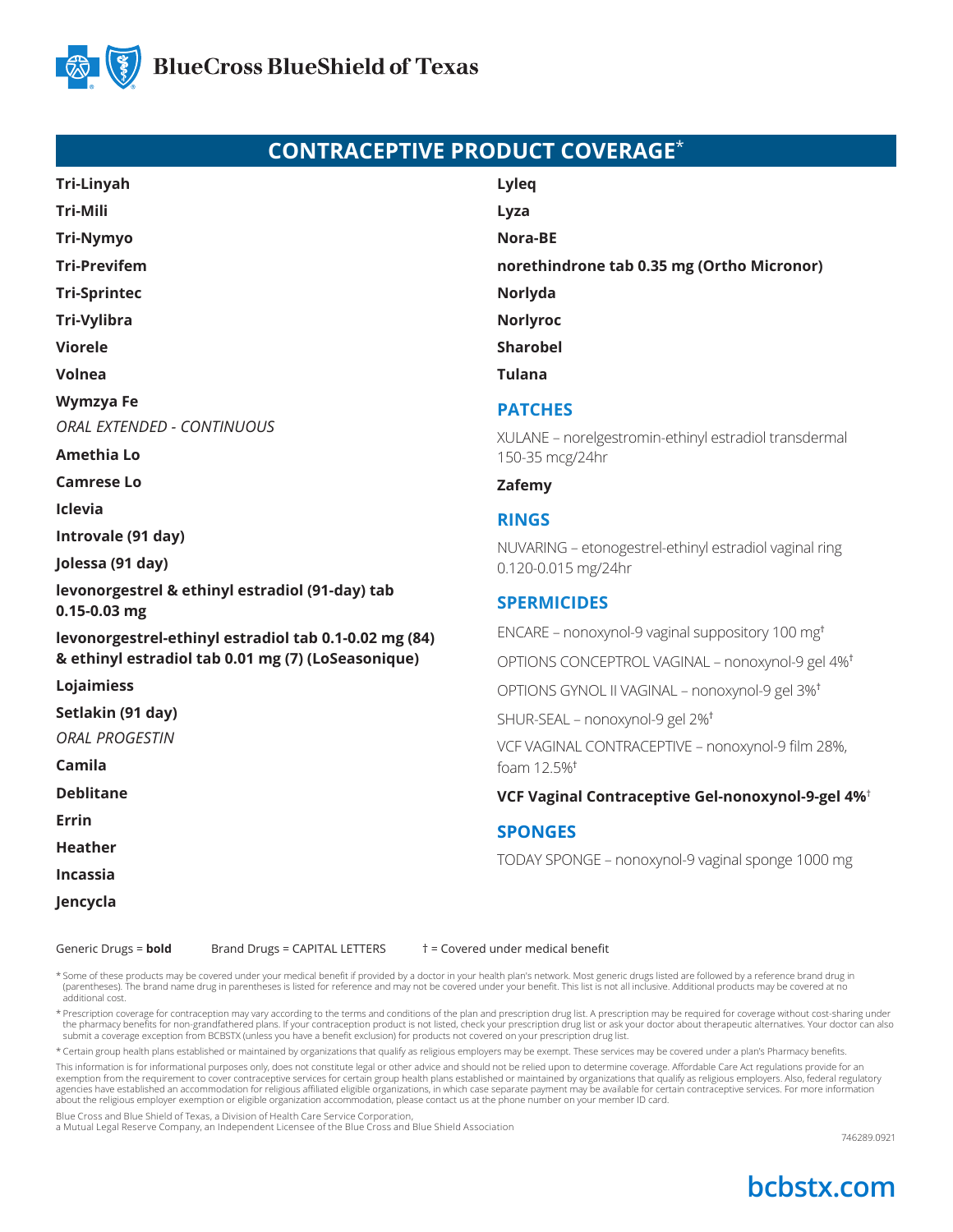BlueCross BlueShield of Texas

# CONTRACEPTIVE PRODUCT COVERAGE*

**Tri-Linyah**

**Tri-Mili**

**Tri-Nymyo**

**Tri-Previfem**

**Tri-Sprintec**

**Tri-Vylibra**

**Viorele**

**Volnea**

**Wymzya Fe**

*ORAL EXTENDED - CONTINUOUS*

**Amethia Lo**

**Camrese Lo**

**Iclevia**

**Introvale (91 day)**

**Jolessa (91 day)**

**levonorgestrel & ethinyl estradiol (91-day) tab 0.15-0.03 mg**

**levonorgestrel-ethinyl estradiol tab 0.1-0.02 mg (84) & ethinyl estradiol tab 0.01 mg (7) (LoSeasonique)**

**Lojaimiess**

**Setlakin (91 day)**

*ORAL PROGESTIN*

**Camila**

**Deblitane**

**Errin**

**Heather**

**Incassia**

**Jencycla**

**Lyleq**

**Lyza**

**Nora-BE**

**norethindrone tab 0.35 mg (Ortho Micronor)**

**Norlyda**

**Norlyroc**

**Sharobel**

**Tulana**

## PATCHES

XULANE – norelgestromin-ethinyl estradiol transdermal 150-35 mcg/24hr

**Zafemy**

## RINGS

NUVARING – etonogestrel-ethinyl estradiol vaginal ring 0.120-0.015 mg/24hr

## SPERMICIDES

ENCARE – nonoxynol-9 vaginal suppository 100 mg†

OPTIONS CONCEPTROL VAGINAL – nonoxynol-9 gel 4%†

OPTIONS GYNOL II VAGINAL – nonoxynol-9 gel 3%†

SHUR-SEAL – nonoxynol-9 gel 2%†

VCF VAGINAL CONTRACEPTIVE – nonoxynol-9 film 28%, foam 12.5%†

**VCF Vaginal Contraceptive Gel-nonoxynol-9-gel 4%**†

## SPONGES

TODAY SPONGE – nonoxynol-9 vaginal sponge 1000 mg

Generic Drugs = **bold** Brand Drugs = CAPITAL LETTERS † = Covered under medical benefit

* Some of these products may be covered under your medical benefit if provided by a doctor in your health plan's network. Most generic drugs listed are followed by a reference brand drug in (parentheses). The brand name drug in parentheses is listed for reference and may not be covered under your benefit. This list is not all inclusive. Additional products may be covered at no additional cost.

* Prescription coverage for contraception may vary according to the terms and conditions of the plan and prescription drug list. A prescription may be required for coverage without cost-sharing under the pharmacy benefits for non-grandfathered plans. If your contraception product is not listed, check your prescription drug list or ask your doctor about therapeutic alternatives. Your doctor can also submit a coverage exception from BCBSTX (unless you have a benefit exclusion) for products not covered on your prescription drug list.

* Certain group health plans established or maintained by organizations that qualify as religious employers may be exempt. These services may be covered under a plan's Pharmacy benefits.

This information is for informational purposes only, does not constitute legal or other advice and should not be relied upon to determine coverage. Affordable Care Act regulations provide for an exemption from the requirement to cover contraceptive services for certain group health plans established or maintained by organizations that qualify as religious employers. Also, federal regulatory agencies have established an accommodation for religious affiliated eligible organizations, in which case separate payment may be available for certain contraceptive services. For more information about the religious employer exemption or eligible organization accommodation, please contact us at the phone number on your member ID card.

Blue Cross and Blue Shield of Texas, a Division of Health Care Service Corporation,
a Mutual Legal Reserve Company, an Independent Licensee of the Blue Cross and Blue Shield Association

746289.0921

bcbstx.com